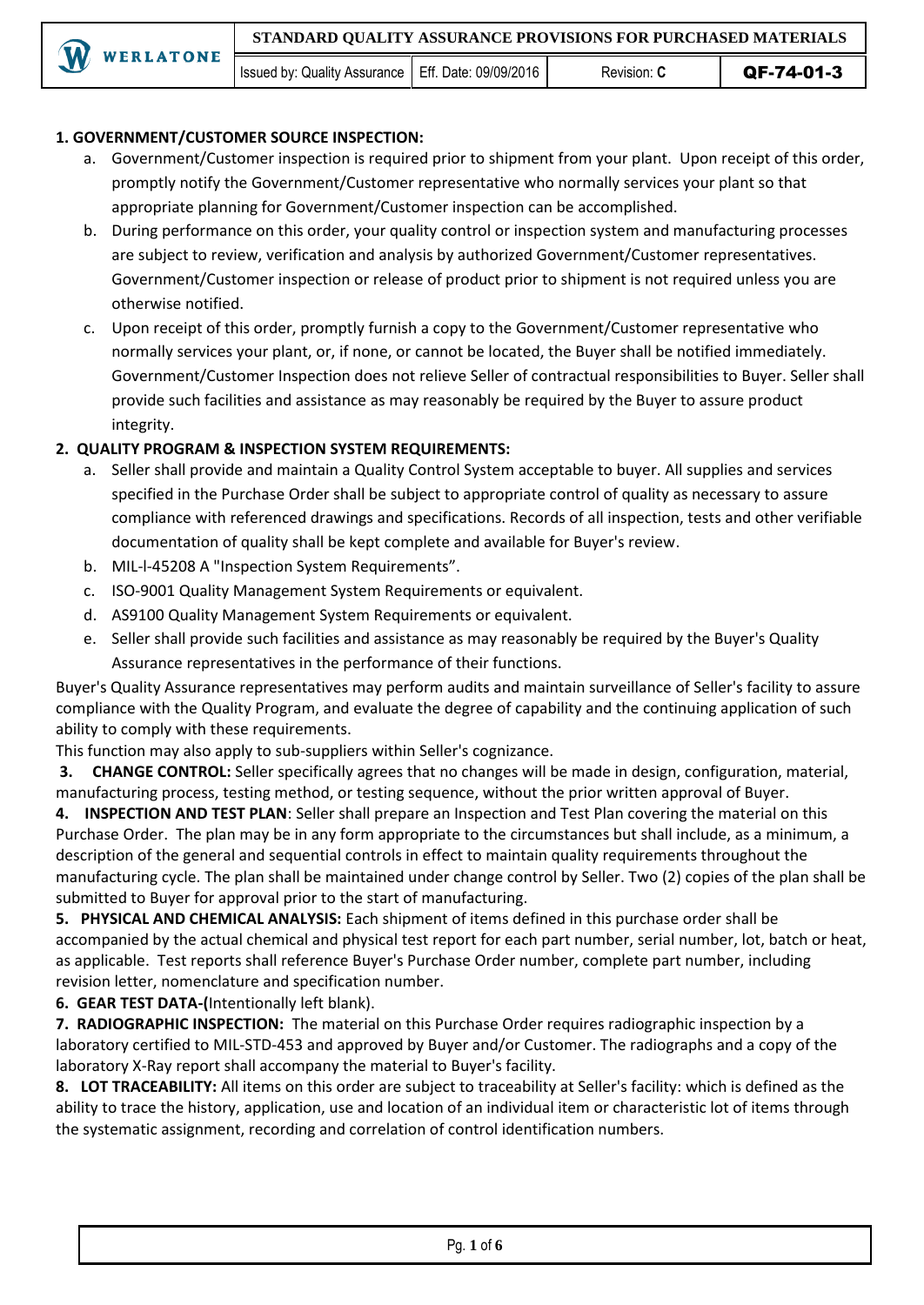**1. GOVERNMENT/CUSTOMER SOURCE INSPECTION:**

a. Government/Customer inspection is required prior to shipment from your plant. Upon receipt of this order, promptly notify the Government/Customer representative who normally services your plant so that appropriate planning for Government/Customer inspection can be accomplished.

b. During performance on this order, your quality control or inspection system and manufacturing processes are subject to review, verification and analysis by authorized Government/Customer representatives. Government/Customer inspection or release of product prior to shipment is not required unless you are otherwise notified.

c. Upon receipt of this order, promptly furnish a copy to the Government/Customer representative who normally services your plant, or, if none, or cannot be located, the Buyer shall be notified immediately. Government/Customer Inspection does not relieve Seller of contractual responsibilities to Buyer. Seller shall provide such facilities and assistance as may reasonably be required by the Buyer to assure product integrity.

**2. QUALITY PROGRAM & INSPECTION SYSTEM REQUIREMENTS:**

a. Seller shall provide and maintain a Quality Control System acceptable to buyer. All supplies and services specified in the Purchase Order shall be subject to appropriate control of quality as necessary to assure compliance with referenced drawings and specifications. Records of all inspection, tests and other verifiable documentation of quality shall be kept complete and available for Buyer's review.

b. MIL-l-45208 A "Inspection System Requirements".

c. ISO-9001 Quality Management System Requirements or equivalent.

d. AS9100 Quality Management System Requirements or equivalent.

e. Seller shall provide such facilities and assistance as may reasonably be required by the Buyer's Quality Assurance representatives in the performance of their functions.

Buyer's Quality Assurance representatives may perform audits and maintain surveillance of Seller's facility to assure compliance with the Quality Program, and evaluate the degree of capability and the continuing application of such ability to comply with these requirements.

This function may also apply to sub-suppliers within Seller's cognizance.

**3. CHANGE CONTROL:** Seller specifically agrees that no changes will be made in design, configuration, material, manufacturing process, testing method, or testing sequence, without the prior written approval of Buyer.

**4. INSPECTION AND TEST PLAN**: Seller shall prepare an Inspection and Test Plan covering the material on this Purchase Order. The plan may be in any form appropriate to the circumstances but shall include, as a minimum, a description of the general and sequential controls in effect to maintain quality requirements throughout the manufacturing cycle. The plan shall be maintained under change control by Seller. Two (2) copies of the plan shall be submitted to Buyer for approval prior to the start of manufacturing.

**5. PHYSICAL AND CHEMICAL ANALYSIS:** Each shipment of items defined in this purchase order shall be accompanied by the actual chemical and physical test report for each part number, serial number, lot, batch or heat, as applicable. Test reports shall reference Buyer's Purchase Order number, complete part number, including revision letter, nomenclature and specification number.

**6. GEAR TEST DATA-(**Intentionally left blank).

**7. RADIOGRAPHIC INSPECTION:** The material on this Purchase Order requires radiographic inspection by a laboratory certified to MIL-STD-453 and approved by Buyer and/or Customer. The radiographs and a copy of the laboratory X-Ray report shall accompany the material to Buyer's facility.

**8. LOT TRACEABILITY:** All items on this order are subject to traceability at Seller's facility: which is defined as the ability to trace the history, application, use and location of an individual item or characteristic lot of items through the systematic assignment, recording and correlation of control identification numbers.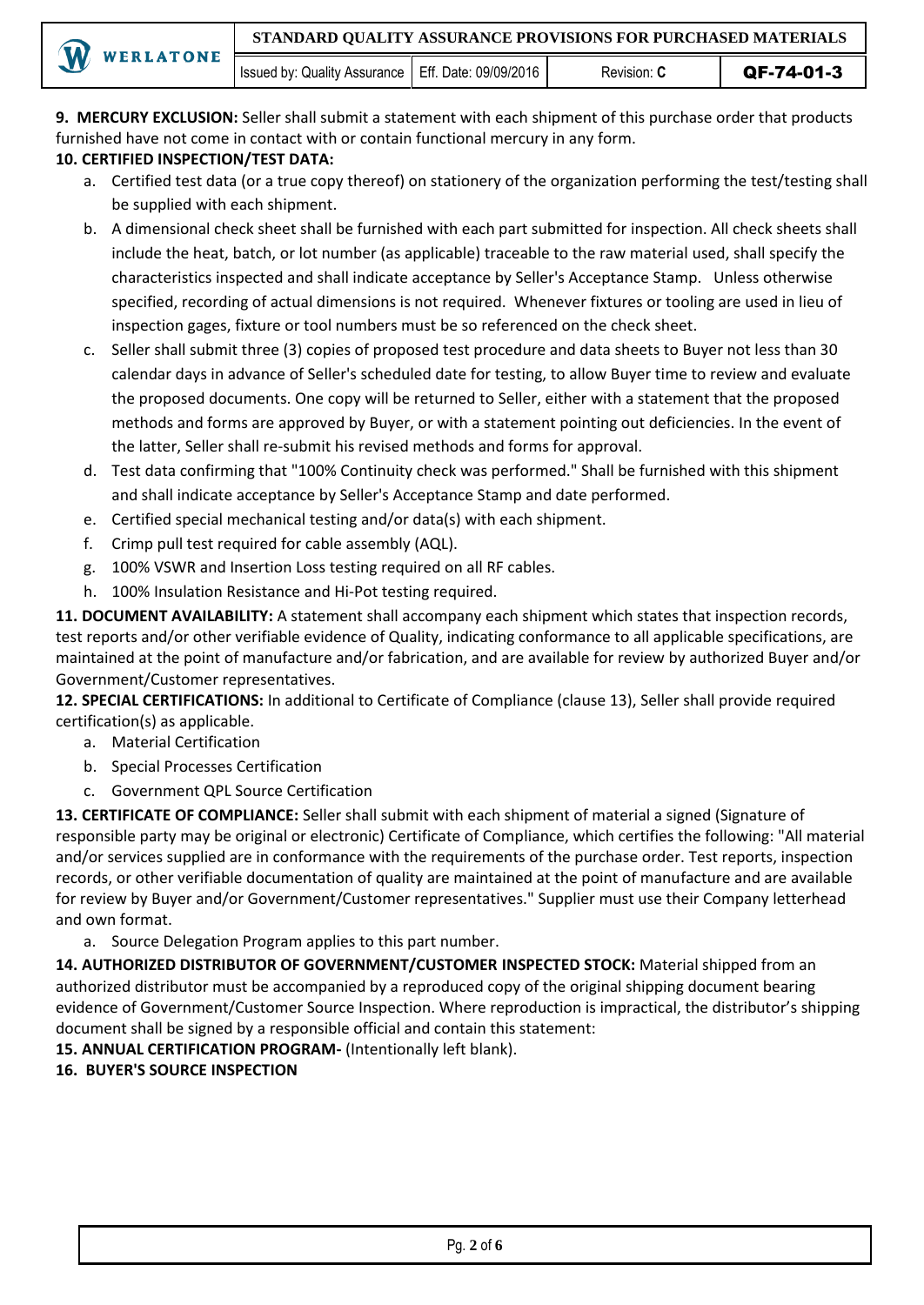**9. MERCURY EXCLUSION:** Seller shall submit a statement with each shipment of this purchase order that products furnished have not come in contact with or contain functional mercury in any form.

**10. CERTIFIED INSPECTION/TEST DATA:**

a. Certified test data (or a true copy thereof) on stationery of the organization performing the test/testing shall be supplied with each shipment.

b. A dimensional check sheet shall be furnished with each part submitted for inspection. All check sheets shall include the heat, batch, or lot number (as applicable) traceable to the raw material used, shall specify the characteristics inspected and shall indicate acceptance by Seller's Acceptance Stamp. Unless otherwise specified, recording of actual dimensions is not required. Whenever fixtures or tooling are used in lieu of inspection gages, fixture or tool numbers must be so referenced on the check sheet.

c. Seller shall submit three (3) copies of proposed test procedure and data sheets to Buyer not less than 30 calendar days in advance of Seller's scheduled date for testing, to allow Buyer time to review and evaluate the proposed documents. One copy will be returned to Seller, either with a statement that the proposed methods and forms are approved by Buyer, or with a statement pointing out deficiencies. In the event of the latter, Seller shall re-submit his revised methods and forms for approval.

d. Test data confirming that "100% Continuity check was performed." Shall be furnished with this shipment and shall indicate acceptance by Seller's Acceptance Stamp and date performed.

e. Certified special mechanical testing and/or data(s) with each shipment.

f. Crimp pull test required for cable assembly (AQL).

g. 100% VSWR and Insertion Loss testing required on all RF cables.

h. 100% Insulation Resistance and Hi-Pot testing required.

**11. DOCUMENT AVAILABILITY:** A statement shall accompany each shipment which states that inspection records, test reports and/or other verifiable evidence of Quality, indicating conformance to all applicable specifications, are maintained at the point of manufacture and/or fabrication, and are available for review by authorized Buyer and/or Government/Customer representatives.

**12. SPECIAL CERTIFICATIONS:** In additional to Certificate of Compliance (clause 13), Seller shall provide required certification(s) as applicable.

a. Material Certification

b. Special Processes Certification

c. Government QPL Source Certification

**13. CERTIFICATE OF COMPLIANCE:** Seller shall submit with each shipment of material a signed (Signature of responsible party may be original or electronic) Certificate of Compliance, which certifies the following: "All material and/or services supplied are in conformance with the requirements of the purchase order. Test reports, inspection records, or other verifiable documentation of quality are maintained at the point of manufacture and are available for review by Buyer and/or Government/Customer representatives." Supplier must use their Company letterhead and own format.

a. Source Delegation Program applies to this part number.

**14. AUTHORIZED DISTRIBUTOR OF GOVERNMENT/CUSTOMER INSPECTED STOCK:** Material shipped from an authorized distributor must be accompanied by a reproduced copy of the original shipping document bearing evidence of Government/Customer Source Inspection. Where reproduction is impractical, the distributor's shipping document shall be signed by a responsible official and contain this statement:

**15. ANNUAL CERTIFICATION PROGRAM-** (Intentionally left blank).

**16. BUYER'S SOURCE INSPECTION**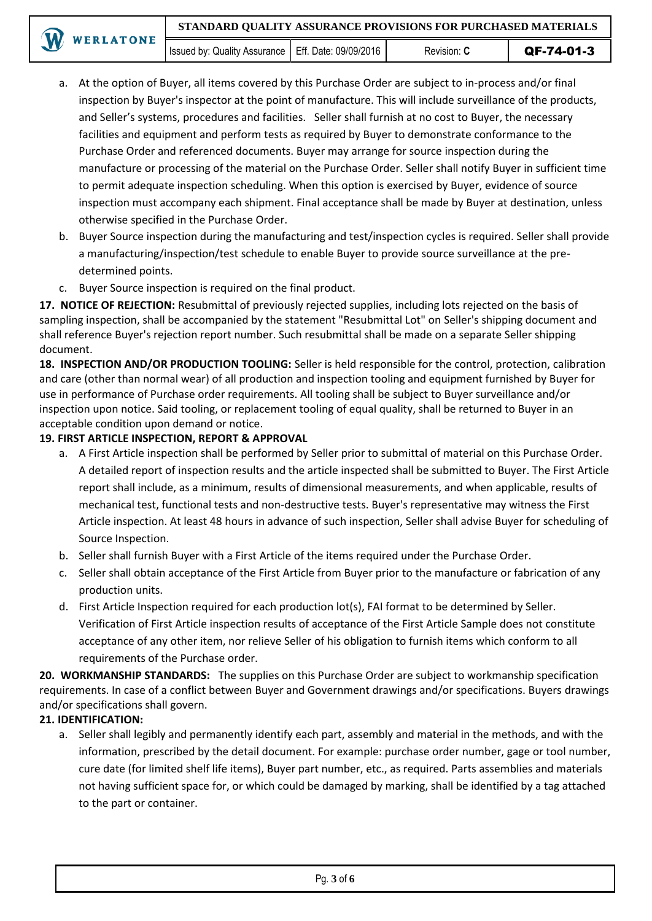a. At the option of Buyer, all items covered by this Purchase Order are subject to in-process and/or final inspection by Buyer's inspector at the point of manufacture. This will include surveillance of the products, and Seller's systems, procedures and facilities. Seller shall furnish at no cost to Buyer, the necessary facilities and equipment and perform tests as required by Buyer to demonstrate conformance to the Purchase Order and referenced documents. Buyer may arrange for source inspection during the manufacture or processing of the material on the Purchase Order. Seller shall notify Buyer in sufficient time to permit adequate inspection scheduling. When this option is exercised by Buyer, evidence of source inspection must accompany each shipment. Final acceptance shall be made by Buyer at destination, unless otherwise specified in the Purchase Order.
b. Buyer Source inspection during the manufacturing and test/inspection cycles is required. Seller shall provide a manufacturing/inspection/test schedule to enable Buyer to provide source surveillance at the pre-determined points.
c. Buyer Source inspection is required on the final product.

**17. NOTICE OF REJECTION:** Resubmittal of previously rejected supplies, including lots rejected on the basis of sampling inspection, shall be accompanied by the statement "Resubmittal Lot" on Seller's shipping document and shall reference Buyer's rejection report number. Such resubmittal shall be made on a separate Seller shipping document.

**18. INSPECTION AND/OR PRODUCTION TOOLING:** Seller is held responsible for the control, protection, calibration and care (other than normal wear) of all production and inspection tooling and equipment furnished by Buyer for use in performance of Purchase order requirements. All tooling shall be subject to Buyer surveillance and/or inspection upon notice. Said tooling, or replacement tooling of equal quality, shall be returned to Buyer in an acceptable condition upon demand or notice.

**19. FIRST ARTICLE INSPECTION, REPORT & APPROVAL**

a. A First Article inspection shall be performed by Seller prior to submittal of material on this Purchase Order. A detailed report of inspection results and the article inspected shall be submitted to Buyer. The First Article report shall include, as a minimum, results of dimensional measurements, and when applicable, results of mechanical test, functional tests and non-destructive tests. Buyer's representative may witness the First Article inspection. At least 48 hours in advance of such inspection, Seller shall advise Buyer for scheduling of Source Inspection.
b. Seller shall furnish Buyer with a First Article of the items required under the Purchase Order.
c. Seller shall obtain acceptance of the First Article from Buyer prior to the manufacture or fabrication of any production units.
d. First Article Inspection required for each production lot(s), FAI format to be determined by Seller. Verification of First Article inspection results of acceptance of the First Article Sample does not constitute acceptance of any other item, nor relieve Seller of his obligation to furnish items which conform to all requirements of the Purchase order.

**20. WORKMANSHIP STANDARDS:** The supplies on this Purchase Order are subject to workmanship specification requirements. In case of a conflict between Buyer and Government drawings and/or specifications. Buyers drawings and/or specifications shall govern.

**21. IDENTIFICATION:**

a. Seller shall legibly and permanently identify each part, assembly and material in the methods, and with the information, prescribed by the detail document. For example: purchase order number, gage or tool number, cure date (for limited shelf life items), Buyer part number, etc., as required. Parts assemblies and materials not having sufficient space for, or which could be damaged by marking, shall be identified by a tag attached to the part or container.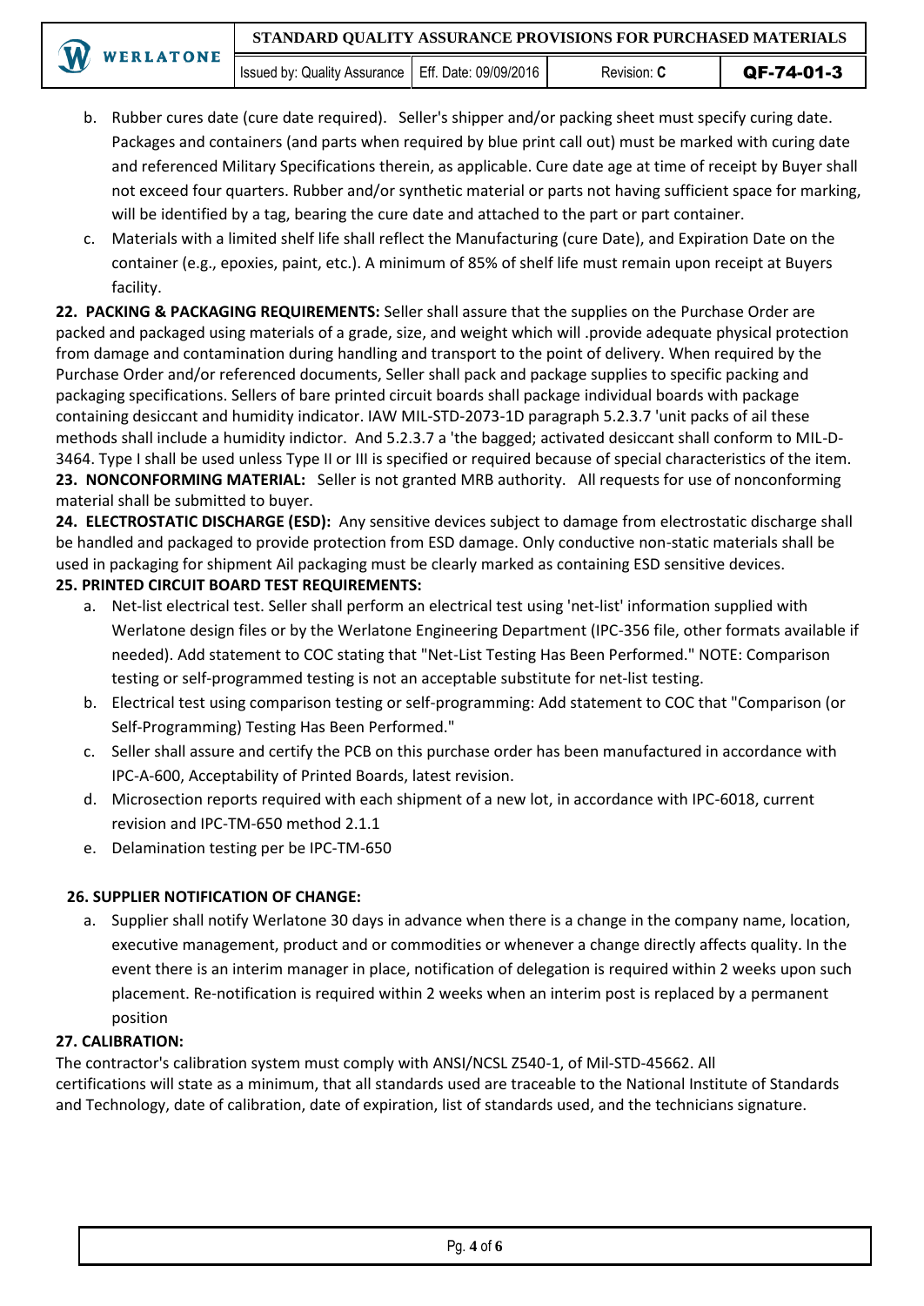b. Rubber cures date (cure date required). Seller's shipper and/or packing sheet must specify curing date. Packages and containers (and parts when required by blue print call out) must be marked with curing date and referenced Military Specifications therein, as applicable. Cure date age at time of receipt by Buyer shall not exceed four quarters. Rubber and/or synthetic material or parts not having sufficient space for marking, will be identified by a tag, bearing the cure date and attached to the part or part container.

c. Materials with a limited shelf life shall reflect the Manufacturing (cure Date), and Expiration Date on the container (e.g., epoxies, paint, etc.). A minimum of 85% of shelf life must remain upon receipt at Buyers facility.

**22. PACKING & PACKAGING REQUIREMENTS:** Seller shall assure that the supplies on the Purchase Order are packed and packaged using materials of a grade, size, and weight which will .provide adequate physical protection from damage and contamination during handling and transport to the point of delivery. When required by the Purchase Order and/or referenced documents, Seller shall pack and package supplies to specific packing and packaging specifications. Sellers of bare printed circuit boards shall package individual boards with package containing desiccant and humidity indicator. IAW MIL-STD-2073-1D paragraph 5.2.3.7 'unit packs of ail these methods shall include a humidity indictor. And 5.2.3.7 a 'the bagged; activated desiccant shall conform to MIL-D-3464. Type I shall be used unless Type II or III is specified or required because of special characteristics of the item.

**23. NONCONFORMING MATERIAL:** Seller is not granted MRB authority. All requests for use of nonconforming material shall be submitted to buyer.

**24. ELECTROSTATIC DISCHARGE (ESD):** Any sensitive devices subject to damage from electrostatic discharge shall be handled and packaged to provide protection from ESD damage. Only conductive non-static materials shall be used in packaging for shipment Ail packaging must be clearly marked as containing ESD sensitive devices.

**25. PRINTED CIRCUIT BOARD TEST REQUIREMENTS:**

a. Net-list electrical test. Seller shall perform an electrical test using 'net-list' information supplied with Werlatone design files or by the Werlatone Engineering Department (IPC-356 file, other formats available if needed). Add statement to COC stating that "Net-List Testing Has Been Performed." NOTE: Comparison testing or self-programmed testing is not an acceptable substitute for net-list testing.

b. Electrical test using comparison testing or self-programming: Add statement to COC that "Comparison (or Self-Programming) Testing Has Been Performed."

c. Seller shall assure and certify the PCB on this purchase order has been manufactured in accordance with IPC-A-600, Acceptability of Printed Boards, latest revision.

d. Microsection reports required with each shipment of a new lot, in accordance with IPC-6018, current revision and IPC-TM-650 method 2.1.1

e. Delamination testing per be IPC-TM-650

**26. SUPPLIER NOTIFICATION OF CHANGE:**

a. Supplier shall notify Werlatone 30 days in advance when there is a change in the company name, location, executive management, product and or commodities or whenever a change directly affects quality. In the event there is an interim manager in place, notification of delegation is required within 2 weeks upon such placement. Re-notification is required within 2 weeks when an interim post is replaced by a permanent position

**27. CALIBRATION:**

The contractor's calibration system must comply with ANSI/NCSL Z540-1, of Mil-STD-45662. All certifications will state as a minimum, that all standards used are traceable to the National Institute of Standards and Technology, date of calibration, date of expiration, list of standards used, and the technicians signature.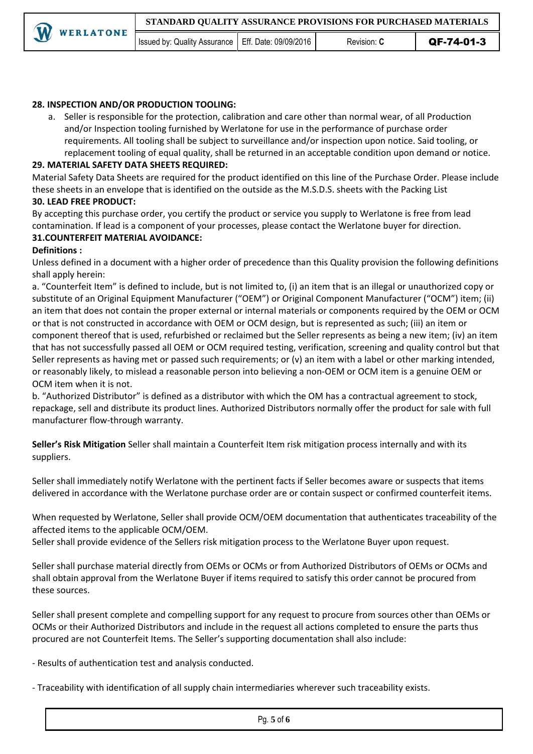**28. INSPECTION AND/OR PRODUCTION TOOLING:**

a. Seller is responsible for the protection, calibration and care other than normal wear, of all Production and/or Inspection tooling furnished by Werlatone for use in the performance of purchase order requirements. All tooling shall be subject to surveillance and/or inspection upon notice. Said tooling, or replacement tooling of equal quality, shall be returned in an acceptable condition upon demand or notice.

**29. MATERIAL SAFETY DATA SHEETS REQUIRED:**

Material Safety Data Sheets are required for the product identified on this line of the Purchase Order. Please include these sheets in an envelope that is identified on the outside as the M.S.D.S. sheets with the Packing List

**30. LEAD FREE PRODUCT:**

By accepting this purchase order, you certify the product or service you supply to Werlatone is free from lead contamination. If lead is a component of your processes, please contact the Werlatone buyer for direction.

**31.COUNTERFEIT MATERIAL AVOIDANCE:**

**Definitions :**

Unless defined in a document with a higher order of precedence than this Quality provision the following definitions shall apply herein:

a. "Counterfeit Item" is defined to include, but is not limited to, (i) an item that is an illegal or unauthorized copy or substitute of an Original Equipment Manufacturer ("OEM") or Original Component Manufacturer ("OCM") item; (ii) an item that does not contain the proper external or internal materials or components required by the OEM or OCM or that is not constructed in accordance with OEM or OCM design, but is represented as such; (iii) an item or component thereof that is used, refurbished or reclaimed but the Seller represents as being a new item; (iv) an item that has not successfully passed all OEM or OCM required testing, verification, screening and quality control but that Seller represents as having met or passed such requirements; or (v) an item with a label or other marking intended, or reasonably likely, to mislead a reasonable person into believing a non-OEM or OCM item is a genuine OEM or OCM item when it is not.

b. "Authorized Distributor" is defined as a distributor with which the OM has a contractual agreement to stock, repackage, sell and distribute its product lines. Authorized Distributors normally offer the product for sale with full manufacturer flow-through warranty.

**Seller's Risk Mitigation** Seller shall maintain a Counterfeit Item risk mitigation process internally and with its suppliers.

Seller shall immediately notify Werlatone with the pertinent facts if Seller becomes aware or suspects that items delivered in accordance with the Werlatone purchase order are or contain suspect or confirmed counterfeit items.

When requested by Werlatone, Seller shall provide OCM/OEM documentation that authenticates traceability of the affected items to the applicable OCM/OEM.
Seller shall provide evidence of the Sellers risk mitigation process to the Werlatone Buyer upon request.

Seller shall purchase material directly from OEMs or OCMs or from Authorized Distributors of OEMs or OCMs and shall obtain approval from the Werlatone Buyer if items required to satisfy this order cannot be procured from these sources.

Seller shall present complete and compelling support for any request to procure from sources other than OEMs or OCMs or their Authorized Distributors and include in the request all actions completed to ensure the parts thus procured are not Counterfeit Items. The Seller's supporting documentation shall also include:

- Results of authentication test and analysis conducted.

- Traceability with identification of all supply chain intermediaries wherever such traceability exists.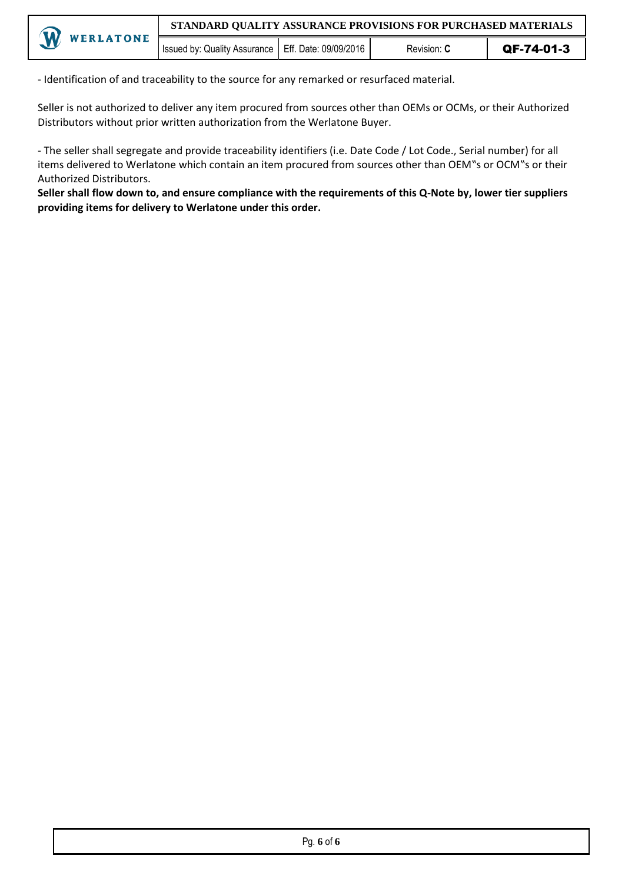- Identification of and traceability to the source for any remarked or resurfaced material.

Seller is not authorized to deliver any item procured from sources other than OEMs or OCMs, or their Authorized Distributors without prior written authorization from the Werlatone Buyer.

- The seller shall segregate and provide traceability identifiers (i.e. Date Code / Lot Code., Serial number) for all items delivered to Werlatone which contain an item procured from sources other than OEM"s or OCM"s or their Authorized Distributors.

**Seller shall flow down to, and ensure compliance with the requirements of this Q-Note by, lower tier suppliers providing items for delivery to Werlatone under this order.**